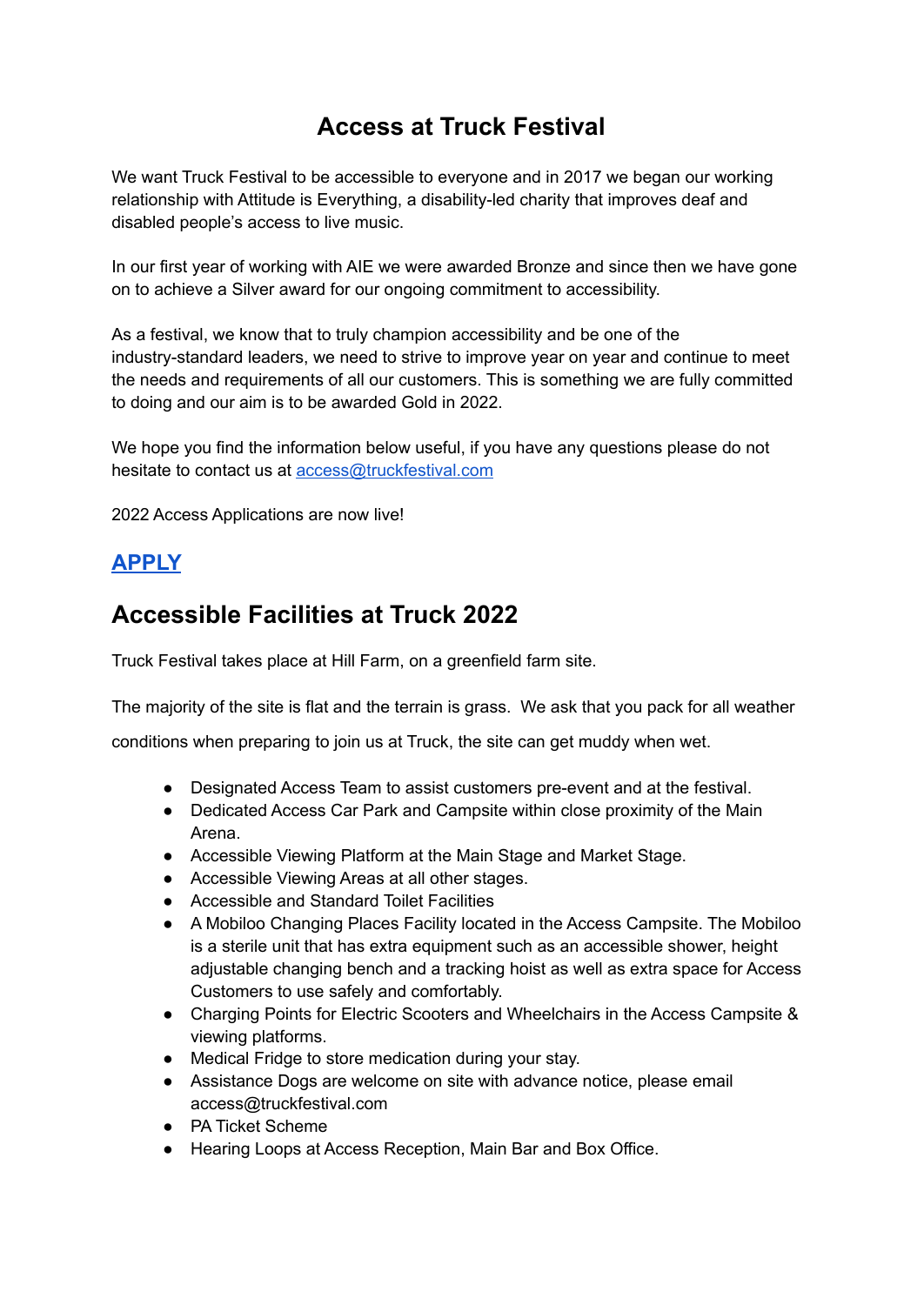# Access at Truck Festival

We want Truck Festival to be accessible to everyone and in 2017 we began our working relationship with Attitude is Everything, a disability-led charity that improves deaf and disabled people's access to live music.

In our first year of working with AIE we were awarded Bronze and since then we have gone on to achieve a Silver award for our ongoing commitment to accessibility.

As a festival, we know that to truly champion accessibility and be one of the industry-standard leaders, we need to strive to improve year on year and continue to meet the needs and requirements of all our customers. This is something we are fully committed to doing and our aim is to be awarded Gold in 2022.

We hope you find the information below useful, if you have any questions please do not hesitate to contact us at access@truckfestival.com

2022 Access Applications are now live!

## APPLY

## Accessible Facilities at Truck 2022

Truck Festival takes place at Hill Farm, on a greenfield farm site.

The majority of the site is flat and the terrain is grass. We ask that you pack for all weather conditions when preparing to join us at Truck, the site can get muddy when wet.

- Designated Access Team to assist customers pre-event and at the festival.
- Dedicated Access Car Park and Campsite within close proximity of the Main Arena.
- Accessible Viewing Platform at the Main Stage and Market Stage.
- Accessible Viewing Areas at all other stages.
- Accessible and Standard Toilet Facilities
- A Mobiloo Changing Places Facility located in the Access Campsite. The Mobiloo is a sterile unit that has extra equipment such as an accessible shower, height adjustable changing bench and a tracking hoist as well as extra space for Access Customers to use safely and comfortably.
- Charging Points for Electric Scooters and Wheelchairs in the Access Campsite & viewing platforms.
- Medical Fridge to store medication during your stay.
- Assistance Dogs are welcome on site with advance notice, please email access@truckfestival.com
- PA Ticket Scheme
- Hearing Loops at Access Reception, Main Bar and Box Office.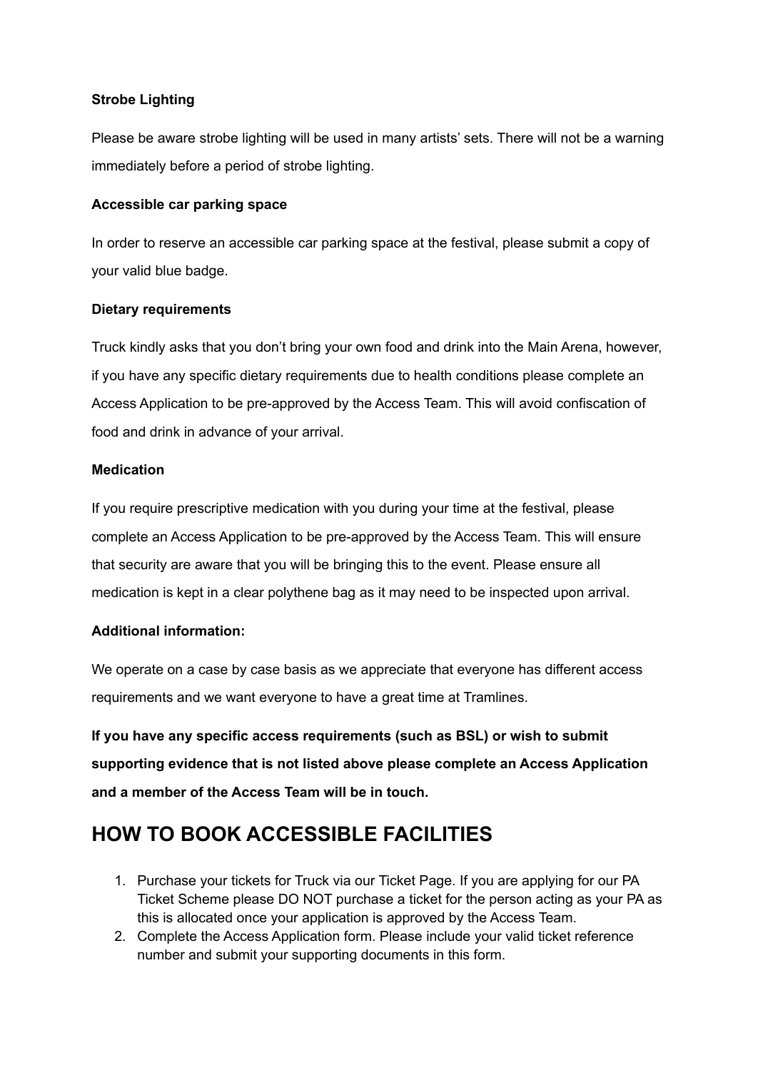**Strobe Lighting**

Please be aware strobe lighting will be used in many artists' sets. There will not be a warning immediately before a period of strobe lighting.

**Accessible car parking space**

In order to reserve an accessible car parking space at the festival, please submit a copy of your valid blue badge.

**Dietary requirements**

Truck kindly asks that you don't bring your own food and drink into the Main Arena, however, if you have any specific dietary requirements due to health conditions please complete an Access Application to be pre-approved by the Access Team. This will avoid confiscation of food and drink in advance of your arrival.

**Medication**

If you require prescriptive medication with you during your time at the festival, please complete an Access Application to be pre-approved by the Access Team. This will ensure that security are aware that you will be bringing this to the event. Please ensure all medication is kept in a clear polythene bag as it may need to be inspected upon arrival.

**Additional information:**

We operate on a case by case basis as we appreciate that everyone has different access requirements and we want everyone to have a great time at Tramlines.

**If you have any specific access requirements (such as BSL) or wish to submit supporting evidence that is not listed above please complete an Access Application and a member of the Access Team will be in touch.**

## HOW TO BOOK ACCESSIBLE FACILITIES

1. Purchase your tickets for Truck via our Ticket Page. If you are applying for our PA Ticket Scheme please DO NOT purchase a ticket for the person acting as your PA as this is allocated once your application is approved by the Access Team.
2. Complete the Access Application form. Please include your valid ticket reference number and submit your supporting documents in this form.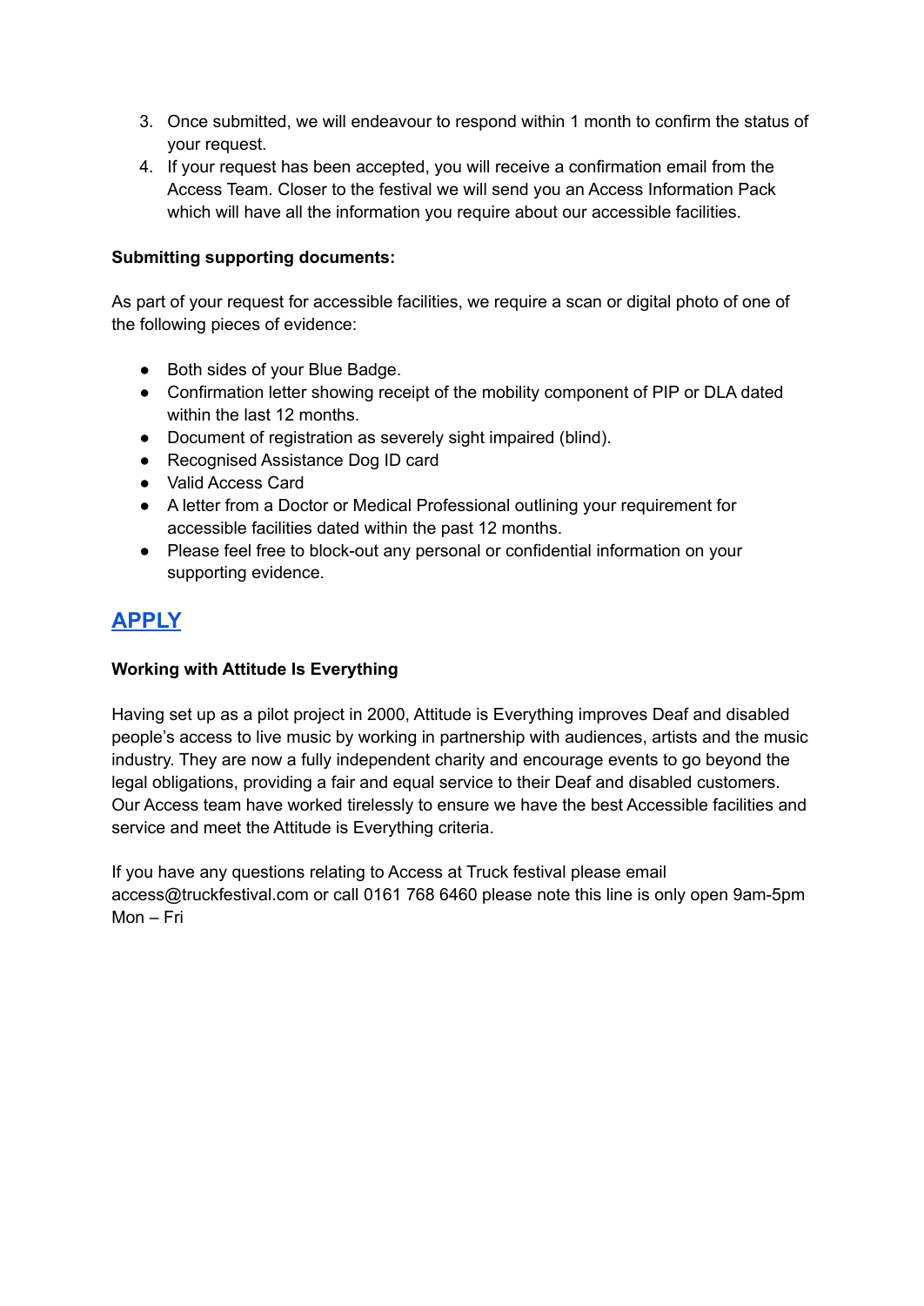3. Once submitted, we will endeavour to respond within 1 month to confirm the status of your request.
4. If your request has been accepted, you will receive a confirmation email from the Access Team. Closer to the festival we will send you an Access Information Pack which will have all the information you require about our accessible facilities.

**Submitting supporting documents:**

As part of your request for accessible facilities, we require a scan or digital photo of one of the following pieces of evidence:

- Both sides of your Blue Badge.
- Confirmation letter showing receipt of the mobility component of PIP or DLA dated within the last 12 months.
- Document of registration as severely sight impaired (blind).
- Recognised Assistance Dog ID card
- Valid Access Card
- A letter from a Doctor or Medical Professional outlining your requirement for accessible facilities dated within the past 12 months.
- Please feel free to block-out any personal or confidential information on your supporting evidence.

## APPLY

**Working with Attitude Is Everything**

Having set up as a pilot project in 2000, Attitude is Everything improves Deaf and disabled people's access to live music by working in partnership with audiences, artists and the music industry. They are now a fully independent charity and encourage events to go beyond the legal obligations, providing a fair and equal service to their Deaf and disabled customers. Our Access team have worked tirelessly to ensure we have the best Accessible facilities and service and meet the Attitude is Everything criteria.

If you have any questions relating to Access at Truck festival please email access@truckfestival.com or call 0161 768 6460 please note this line is only open 9am-5pm Mon – Fri